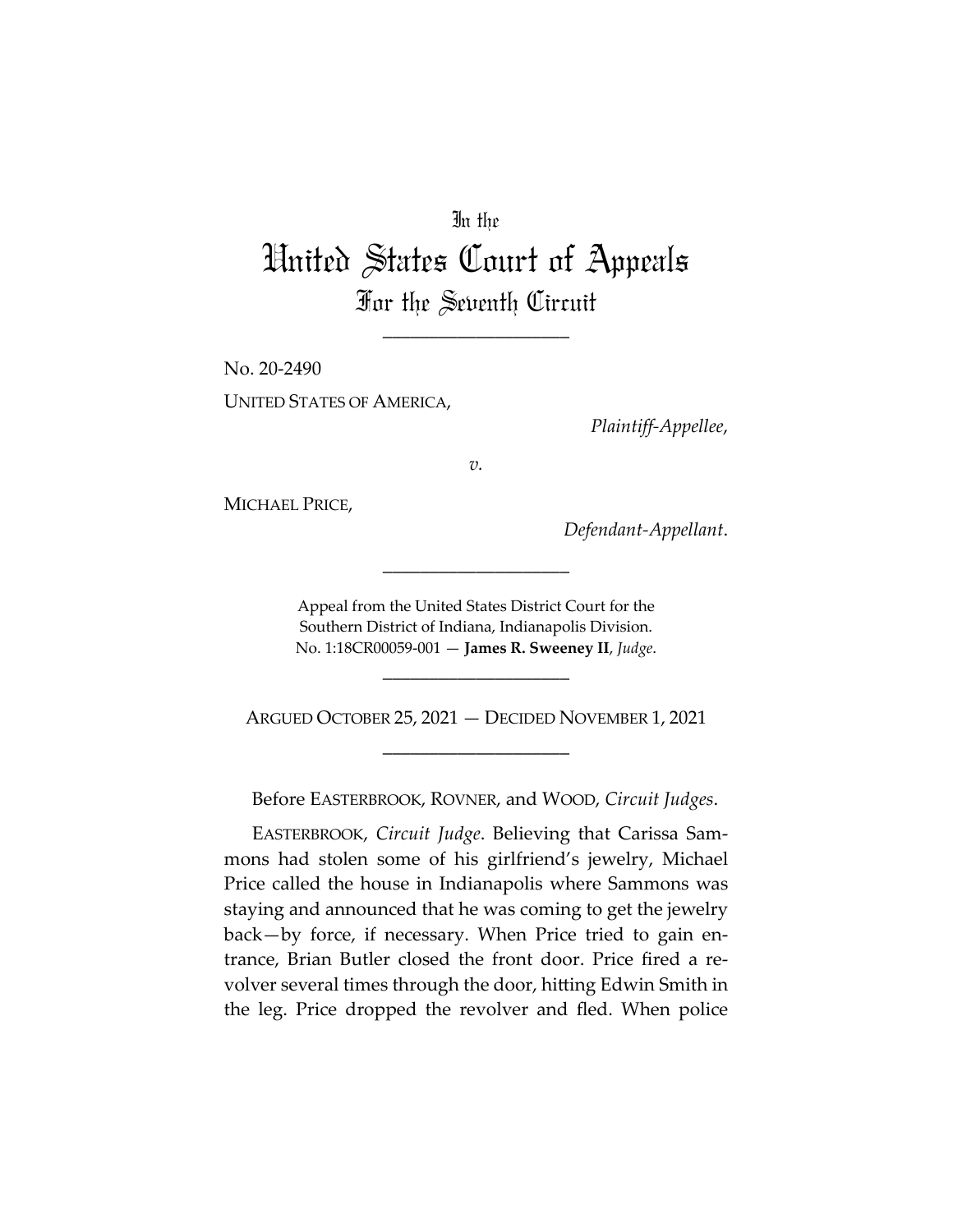In the

# United States Court of Appeals

## For the Seventh Circuit

---

No. 20-2490

UNITED STATES OF AMERICA,

*Plaintiff-Appellee*,

*v.*

MICHAEL PRICE,

*Defendant-Appellant*.

---

Appeal from the United States District Court for the Southern District of Indiana, Indianapolis Division.
No. 1:18CR00059-001 — **James R. Sweeney II**, *Judge*.

---

ARGUED OCTOBER 25, 2021 — DECIDED NOVEMBER 1, 2021

---

Before EASTERBROOK, ROVNER, and WOOD, *Circuit Judges*.

EASTERBROOK, *Circuit Judge*. Believing that Carissa Sammons had stolen some of his girlfriend's jewelry, Michael Price called the house in Indianapolis where Sammons was staying and announced that he was coming to get the jewelry back—by force, if necessary. When Price tried to gain entrance, Brian Butler closed the front door. Price fired a revolver several times through the door, hitting Edwin Smith in the leg. Price dropped the revolver and fled. When police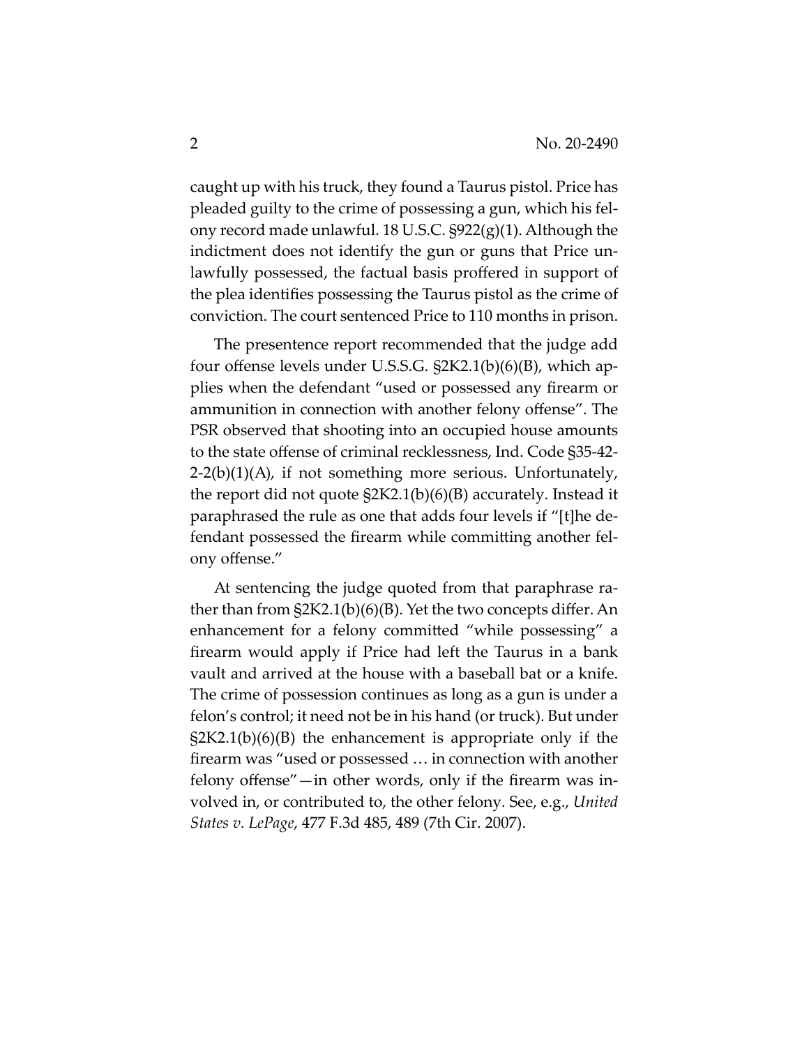caught up with his truck, they found a Taurus pistol. Price has pleaded guilty to the crime of possessing a gun, which his felony record made unlawful. 18 U.S.C. §922(g)(1). Although the indictment does not identify the gun or guns that Price unlawfully possessed, the factual basis proffered in support of the plea identifies possessing the Taurus pistol as the crime of conviction. The court sentenced Price to 110 months in prison.

The presentence report recommended that the judge add four offense levels under U.S.S.G. §2K2.1(b)(6)(B), which applies when the defendant "used or possessed any firearm or ammunition in connection with another felony offense". The PSR observed that shooting into an occupied house amounts to the state offense of criminal recklessness, Ind. Code §35-42-2-2(b)(1)(A), if not something more serious. Unfortunately, the report did not quote §2K2.1(b)(6)(B) accurately. Instead it paraphrased the rule as one that adds four levels if "[t]he defendant possessed the firearm while committing another felony offense."

At sentencing the judge quoted from that paraphrase rather than from §2K2.1(b)(6)(B). Yet the two concepts differ. An enhancement for a felony committed "while possessing" a firearm would apply if Price had left the Taurus in a bank vault and arrived at the house with a baseball bat or a knife. The crime of possession continues as long as a gun is under a felon's control; it need not be in his hand (or truck). But under §2K2.1(b)(6)(B) the enhancement is appropriate only if the firearm was "used or possessed … in connection with another felony offense"—in other words, only if the firearm was involved in, or contributed to, the other felony. See, e.g., *United States v. LePage*, 477 F.3d 485, 489 (7th Cir. 2007).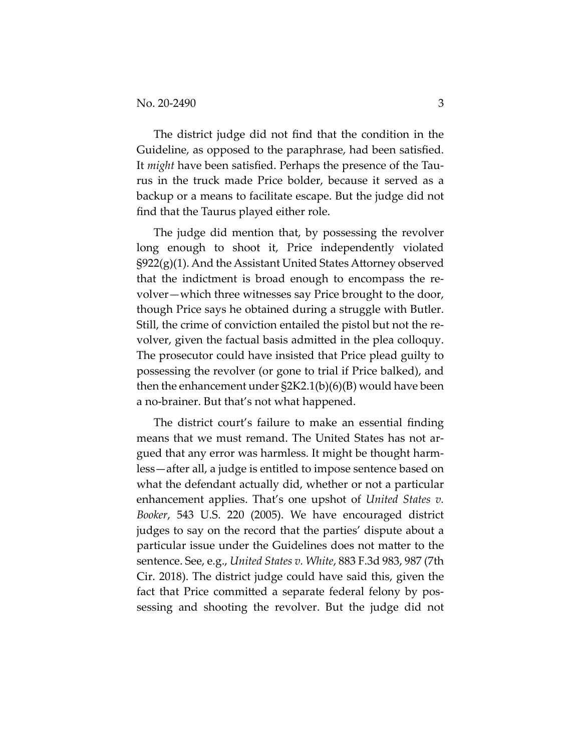The district judge did not find that the condition in the Guideline, as opposed to the paraphrase, had been satisfied. It *might* have been satisfied. Perhaps the presence of the Taurus in the truck made Price bolder, because it served as a backup or a means to facilitate escape. But the judge did not find that the Taurus played either role.

The judge did mention that, by possessing the revolver long enough to shoot it, Price independently violated §922(g)(1). And the Assistant United States Attorney observed that the indictment is broad enough to encompass the revolver—which three witnesses say Price brought to the door, though Price says he obtained during a struggle with Butler. Still, the crime of conviction entailed the pistol but not the revolver, given the factual basis admitted in the plea colloquy. The prosecutor could have insisted that Price plead guilty to possessing the revolver (or gone to trial if Price balked), and then the enhancement under §2K2.1(b)(6)(B) would have been a no-brainer. But that's not what happened.

The district court's failure to make an essential finding means that we must remand. The United States has not argued that any error was harmless. It might be thought harmless—after all, a judge is entitled to impose sentence based on what the defendant actually did, whether or not a particular enhancement applies. That's one upshot of *United States v. Booker*, 543 U.S. 220 (2005). We have encouraged district judges to say on the record that the parties' dispute about a particular issue under the Guidelines does not matter to the sentence. See, e.g., *United States v. White*, 883 F.3d 983, 987 (7th Cir. 2018). The district judge could have said this, given the fact that Price committed a separate federal felony by possessing and shooting the revolver. But the judge did not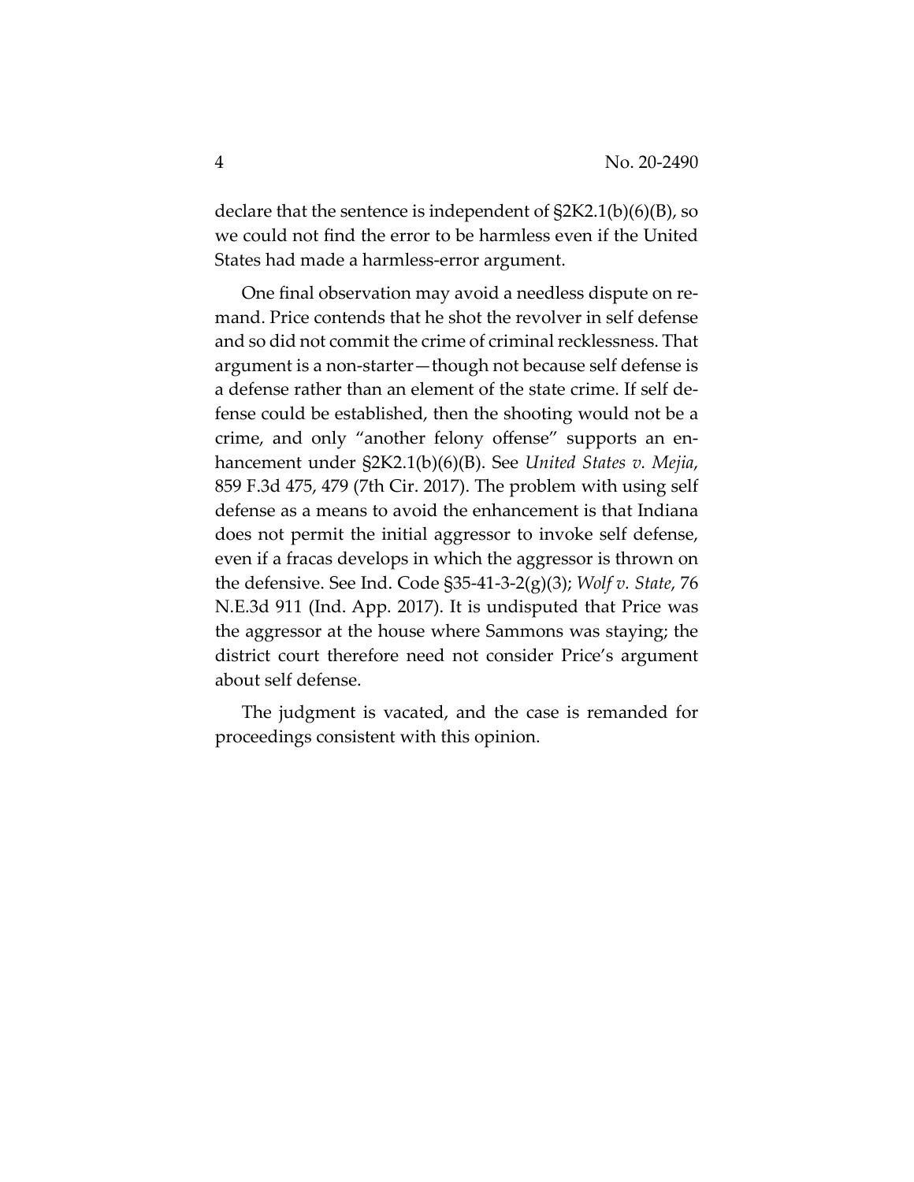declare that the sentence is independent of §2K2.1(b)(6)(B), so we could not find the error to be harmless even if the United States had made a harmless-error argument.

One final observation may avoid a needless dispute on remand. Price contends that he shot the revolver in self defense and so did not commit the crime of criminal recklessness. That argument is a non-starter—though not because self defense is a defense rather than an element of the state crime. If self defense could be established, then the shooting would not be a crime, and only "another felony offense" supports an enhancement under §2K2.1(b)(6)(B). See *United States v. Mejia*, 859 F.3d 475, 479 (7th Cir. 2017). The problem with using self defense as a means to avoid the enhancement is that Indiana does not permit the initial aggressor to invoke self defense, even if a fracas develops in which the aggressor is thrown on the defensive. See Ind. Code §35-41-3-2(g)(3); *Wolf v. State*, 76 N.E.3d 911 (Ind. App. 2017). It is undisputed that Price was the aggressor at the house where Sammons was staying; the district court therefore need not consider Price's argument about self defense.

The judgment is vacated, and the case is remanded for proceedings consistent with this opinion.